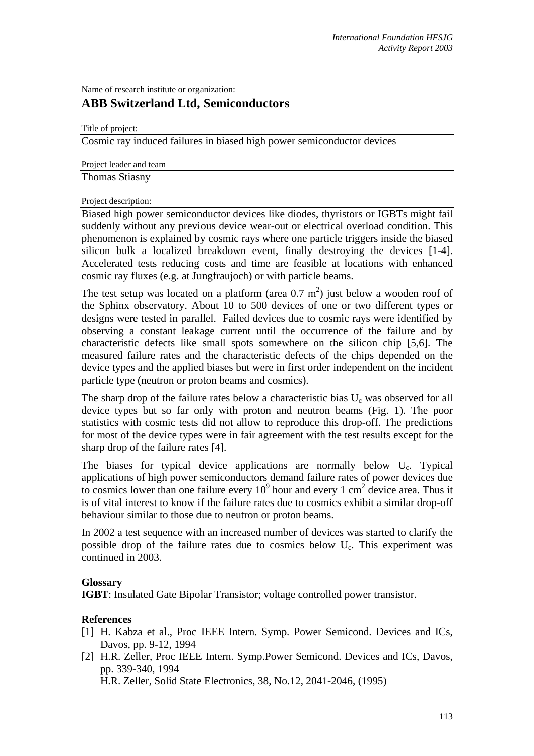Name of research institute or organization:

# ABB Switzerland Ltd, Semiconductors

Title of project:

Cosmic ray induced failures in biased high power semiconductor devices

Project leader and team

Thomas Stiasny

Project description:

Biased high power semiconductor devices like diodes, thyristors or IGBTs might fail suddenly without any previous device wear-out or electrical overload condition. This phenomenon is explained by cosmic rays where one particle triggers inside the biased silicon bulk a localized breakdown event, finally destroying the devices [1-4]. Accelerated tests reducing costs and time are feasible at locations with enhanced cosmic ray fluxes (e.g. at Jungfraujoch) or with particle beams.

The test setup was located on a platform (area 0.7 $m^2$) just below a wooden roof of the Sphinx observatory. About 10 to 500 devices of one or two different types or designs were tested in parallel. Failed devices due to cosmic rays were identified by observing a constant leakage current until the occurrence of the failure and by characteristic defects like small spots somewhere on the silicon chip [5,6]. The measured failure rates and the characteristic defects of the chips depended on the device types and the applied biases but were in first order independent on the incident particle type (neutron or proton beams and cosmics).

The sharp drop of the failure rates below a characteristic bias $U_c$ was observed for all device types but so far only with proton and neutron beams (Fig. 1). The poor statistics with cosmic tests did not allow to reproduce this drop-off. The predictions for most of the device types were in fair agreement with the test results except for the sharp drop of the failure rates [4].

The biases for typical device applications are normally below $U_c$. Typical applications of high power semiconductors demand failure rates of power devices due to cosmics lower than one failure every $10^9$ hour and every 1 $cm^2$ device area. Thus it is of vital interest to know if the failure rates due to cosmics exhibit a similar drop-off behaviour similar to those due to neutron or proton beams.

In 2002 a test sequence with an increased number of devices was started to clarify the possible drop of the failure rates due to cosmics below $U_c$. This experiment was continued in 2003.

**Glossary**

**IGBT**: Insulated Gate Bipolar Transistor; voltage controlled power transistor.

**References**

- [1] H. Kabza et al., Proc IEEE Intern. Symp. Power Semicond. Devices and ICs, Davos, pp. 9-12, 1994
- [2] H.R. Zeller, Proc IEEE Intern. Symp.Power Semicond. Devices and ICs, Davos, pp. 339-340, 1994
  H.R. Zeller, Solid State Electronics, 38, No.12, 2041-2046, (1995)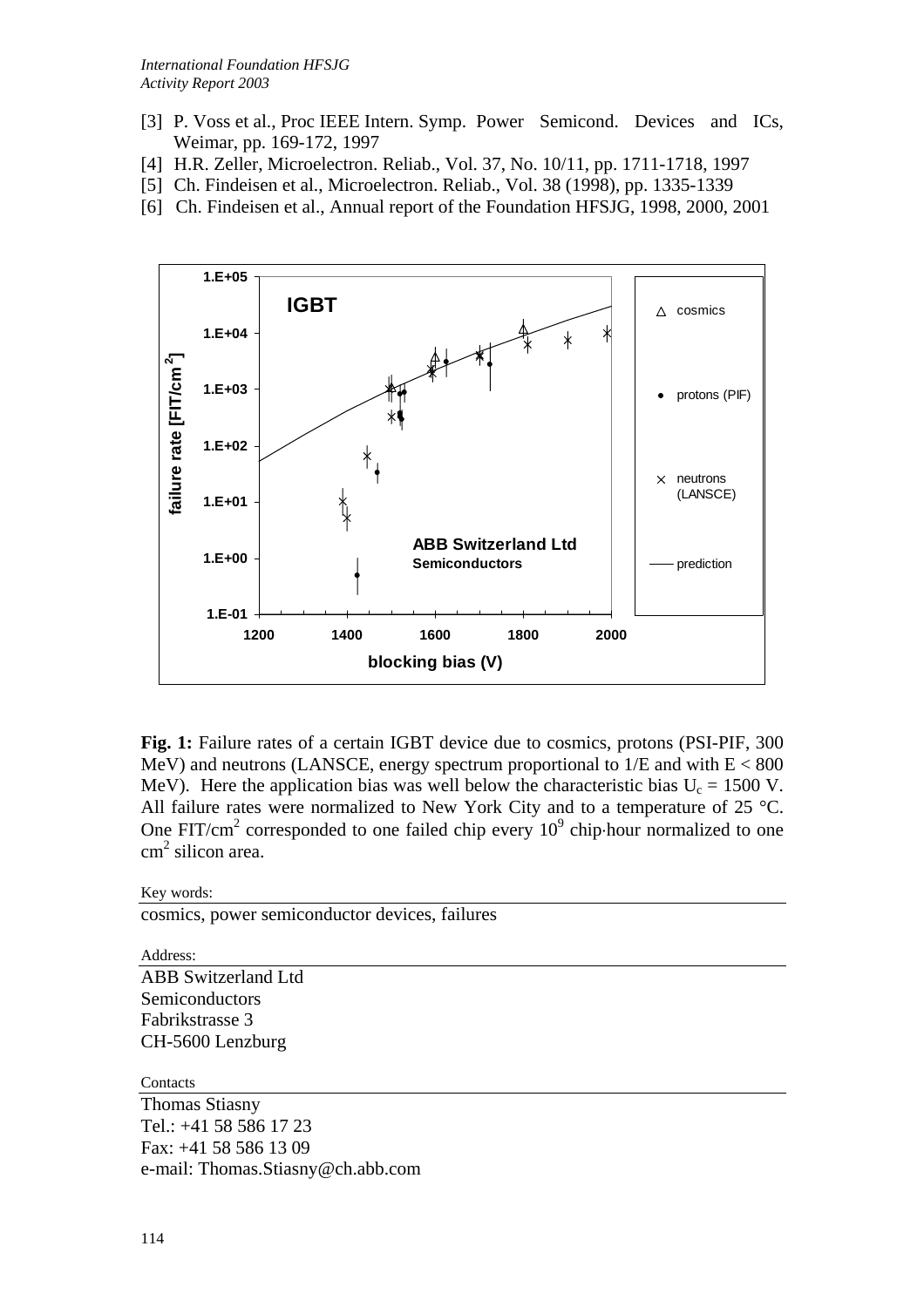[3] P. Voss et al., Proc IEEE Intern. Symp. Power Semicond. Devices and ICs, Weimar, pp. 169-172, 1997

[4] H.R. Zeller, Microelectron. Reliab., Vol. 37, No. 10/11, pp. 1711-1718, 1997

[5] Ch. Findeisen et al., Microelectron. Reliab., Vol. 38 (1998), pp. 1335-1339

[6] Ch. Findeisen et al., Annual report of the Foundation HFSJG, 1998, 2000, 2001

IGBT

failure rate [FIT/cm$^2$]

1.E+05
1.E+04
1.E+03
1.E+02
1.E+01
1.E+00
1.E-01

1200
1400
1600
1800
2000

blocking bias (V)

ABB Switzerland Ltd
Semiconductors

cosmics
protons (PIF)
neutrons (LANSCE)
prediction

**Fig. 1:** Failure rates of a certain IGBT device due to cosmics, protons (PSI-PIF, 300 MeV) and neutrons (LANSCE, energy spectrum proportional to 1/E and with E < 800 MeV). Here the application bias was well below the characteristic bias $U_c$ = 1500 V. All failure rates were normalized to New York City and to a temperature of 25 °C. One FIT/cm$^2$ corresponded to one failed chip every $10^9$ chip·hour normalized to one cm$^2$ silicon area.

Key words:

cosmics, power semiconductor devices, failures

Address:

ABB Switzerland Ltd
Semiconductors
Fabrikstrasse 3
CH-5600 Lenzburg

Contacts

Thomas Stiasny
Tel.: +41 58 586 17 23
Fax: +41 58 586 13 09
e-mail: Thomas.Stiasny@ch.abb.com